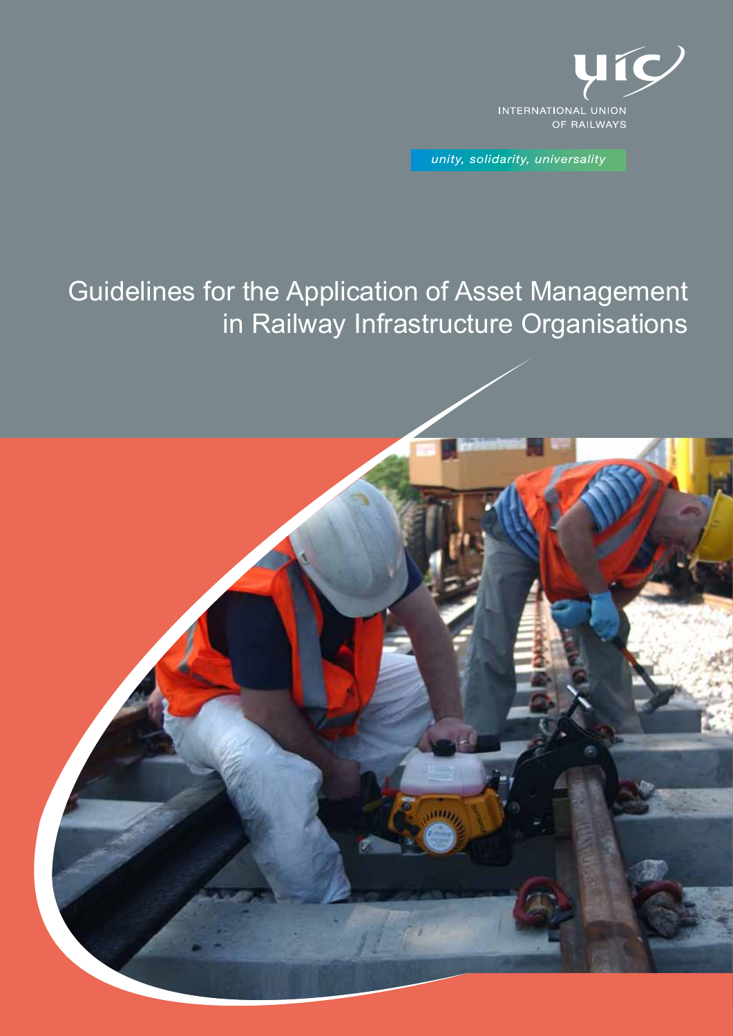INTERNATIONAL UNION OF RAILWAYS

*unity, solidarity, universality*

# Guidelines for the Application of Asset Management in Railway Infrastructure Organisations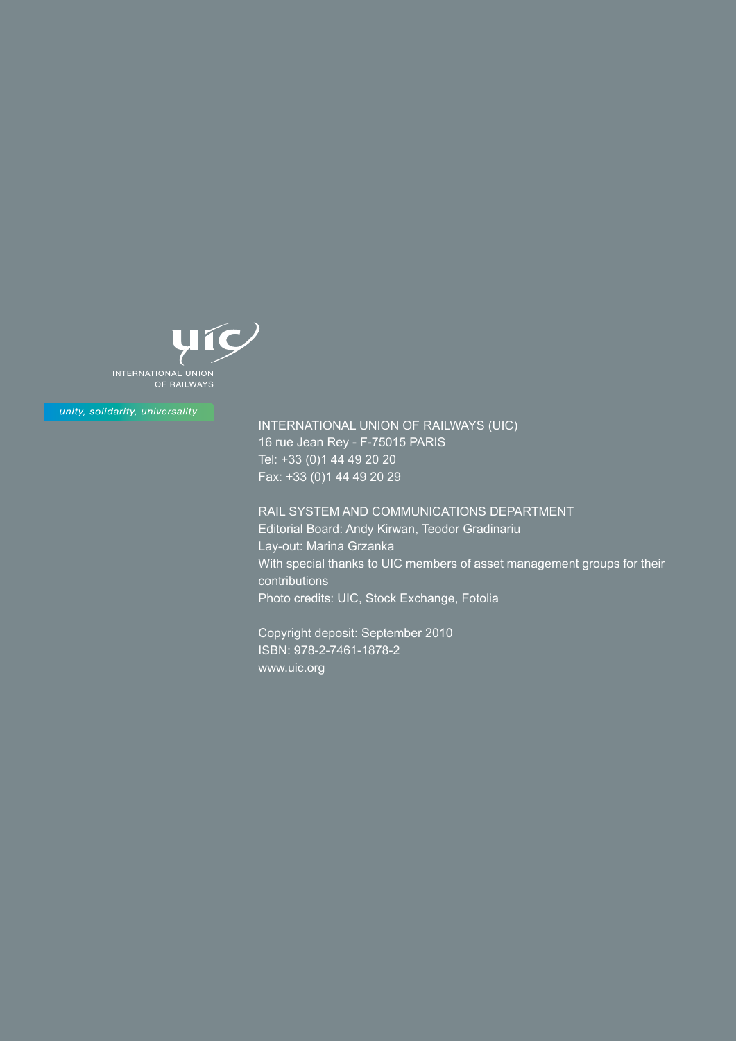INTERNATIONAL UNION OF RAILWAYS

*unity, solidarity, universality*

INTERNATIONAL UNION OF RAILWAYS (UIC)
16 rue Jean Rey - F-75015 PARIS
Tel: +33 (0)1 44 49 20 20
Fax: +33 (0)1 44 49 20 29

RAIL SYSTEM AND COMMUNICATIONS DEPARTMENT
Editorial Board: Andy Kirwan, Teodor Gradinariu
Lay-out: Marina Grzanka
With special thanks to UIC members of asset management groups for their contributions
Photo credits: UIC, Stock Exchange, Fotolia

Copyright deposit: September 2010
ISBN: 978-2-7461-1878-2
www.uic.org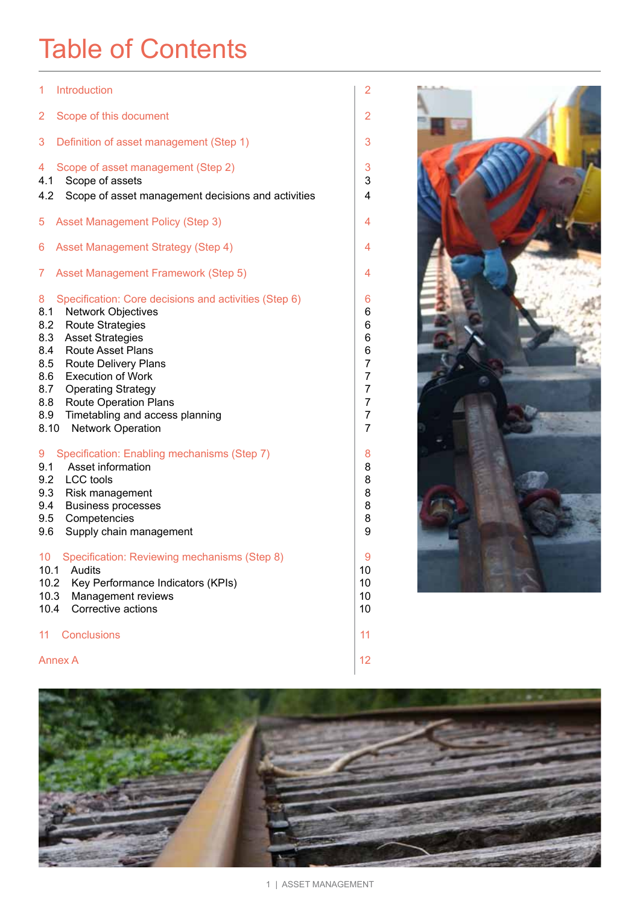# Table of Contents

| | |
|---|---|
| 1 Introduction | 2 |
| 2 Scope of this document | 2 |
| 3 Definition of asset management (Step 1) | 3 |
| 4 Scope of asset management (Step 2) | 3 |
| 4.1 Scope of assets | 3 |
| 4.2 Scope of asset management decisions and activities | 4 |
| 5 Asset Management Policy (Step 3) | 4 |
| 6 Asset Management Strategy (Step 4) | 4 |
| 7 Asset Management Framework (Step 5) | 4 |
| 8 Specification: Core decisions and activities (Step 6) | 6 |
| 8.1 Network Objectives | 6 |
| 8.2 Route Strategies | 6 |
| 8.3 Asset Strategies | 6 |
| 8.4 Route Asset Plans | 6 |
| 8.5 Route Delivery Plans | 7 |
| 8.6 Execution of Work | 7 |
| 8.7 Operating Strategy | 7 |
| 8.8 Route Operation Plans | 7 |
| 8.9 Timetabling and access planning | 7 |
| 8.10 Network Operation | 7 |
| 9 Specification: Enabling mechanisms (Step 7) | 8 |
| 9.1 Asset information | 8 |
| 9.2 LCC tools | 8 |
| 9.3 Risk management | 8 |
| 9.4 Business processes | 8 |
| 9.5 Competencies | 8 |
| 9.6 Supply chain management | 9 |
| 10 Specification: Reviewing mechanisms (Step 8) | 9 |
| 10.1 Audits | 10 |
| 10.2 Key Performance Indicators (KPIs) | 10 |
| 10.3 Management reviews | 10 |
| 10.4 Corrective actions | 10 |
| 11 Conclusions | 11 |
| Annex A | 12 |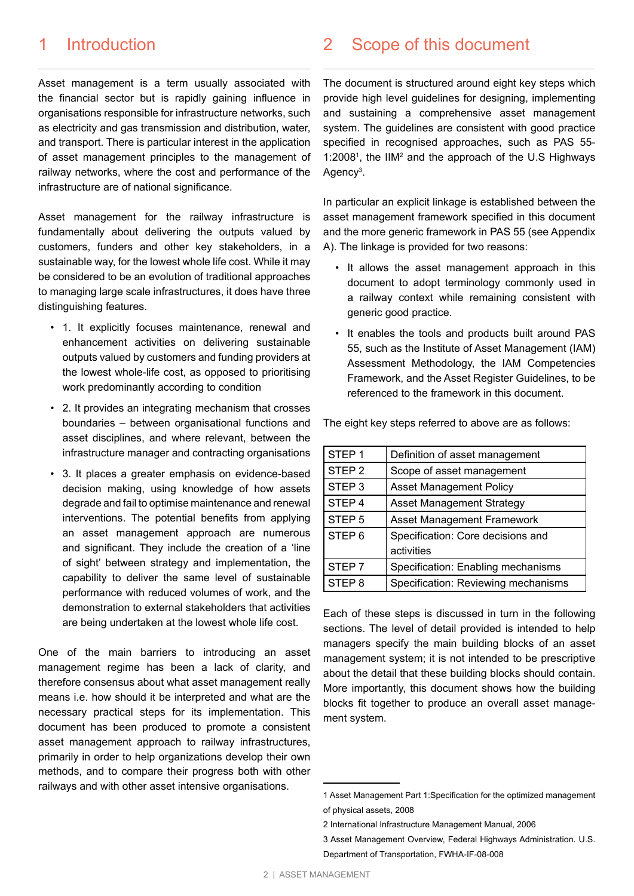# 1 Introduction

Asset management is a term usually associated with the financial sector but is rapidly gaining influence in organisations responsible for infrastructure networks, such as electricity and gas transmission and distribution, water, and transport. There is particular interest in the application of asset management principles to the management of railway networks, where the cost and performance of the infrastructure are of national significance.

Asset management for the railway infrastructure is fundamentally about delivering the outputs valued by customers, funders and other key stakeholders, in a sustainable way, for the lowest whole life cost. While it may be considered to be an evolution of traditional approaches to managing large scale infrastructures, it does have three distinguishing features.

- 1. It explicitly focuses maintenance, renewal and enhancement activities on delivering sustainable outputs valued by customers and funding providers at the lowest whole-life cost, as opposed to prioritising work predominantly according to condition
- 2. It provides an integrating mechanism that crosses boundaries – between organisational functions and asset disciplines, and where relevant, between the infrastructure manager and contracting organisations
- 3. It places a greater emphasis on evidence-based decision making, using knowledge of how assets degrade and fail to optimise maintenance and renewal interventions. The potential benefits from applying an asset management approach are numerous and significant. They include the creation of a 'line of sight' between strategy and implementation, the capability to deliver the same level of sustainable performance with reduced volumes of work, and the demonstration to external stakeholders that activities are being undertaken at the lowest whole life cost.

One of the main barriers to introducing an asset management regime has been a lack of clarity, and therefore consensus about what asset management really means i.e. how should it be interpreted and what are the necessary practical steps for its implementation. This document has been produced to promote a consistent asset management approach to railway infrastructures, primarily in order to help organizations develop their own methods, and to compare their progress both with other railways and with other asset intensive organisations.

# 2 Scope of this document

The document is structured around eight key steps which provide high level guidelines for designing, implementing and sustaining a comprehensive asset management system. The guidelines are consistent with good practice specified in recognised approaches, such as PAS 55-1:2008[1], the IIM[2] and the approach of the U.S Highways Agency[3].

In particular an explicit linkage is established between the asset management framework specified in this document and the more generic framework in PAS 55 (see Appendix A). The linkage is provided for two reasons:

- It allows the asset management approach in this document to adopt terminology commonly used in a railway context while remaining consistent with generic good practice.
- It enables the tools and products built around PAS 55, such as the Institute of Asset Management (IAM) Assessment Methodology, the IAM Competencies Framework, and the Asset Register Guidelines, to be referenced to the framework in this document.

The eight key steps referred to above are as follows:

| | |
|---|---|
| STEP 1 | Definition of asset management |
| STEP 2 | Scope of asset management |
| STEP 3 | Asset Management Policy |
| STEP 4 | Asset Management Strategy |
| STEP 5 | Asset Management Framework |
| STEP 6 | Specification: Core decisions and activities |
| STEP 7 | Specification: Enabling mechanisms |
| STEP 8 | Specification: Reviewing mechanisms |

Each of these steps is discussed in turn in the following sections. The level of detail provided is intended to help managers specify the main building blocks of an asset management system; it is not intended to be prescriptive about the detail that these building blocks should contain. More importantly, this document shows how the building blocks fit together to produce an overall asset management system.

---

1 Asset Management Part 1:Specification for the optimized management of physical assets, 2008

2 International Infrastructure Management Manual, 2006

3 Asset Management Overview, Federal Highways Administration. U.S. Department of Transportation, FWHA-IF-08-008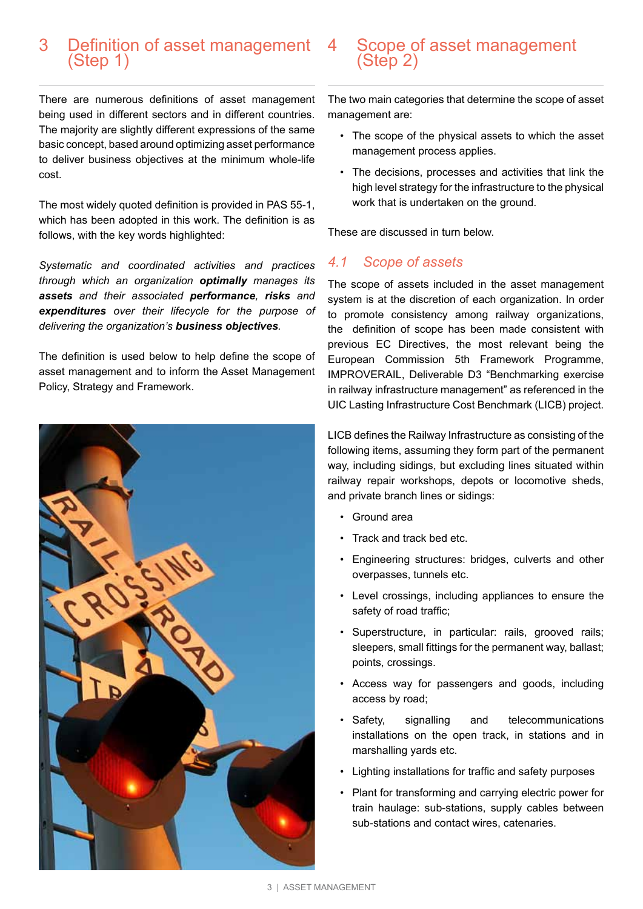# 3 Definition of asset management (Step 1)

There are numerous definitions of asset management being used in different sectors and in different countries. The majority are slightly different expressions of the same basic concept, based around optimizing asset performance to deliver business objectives at the minimum whole-life cost.

The most widely quoted definition is provided in PAS 55-1, which has been adopted in this work. The definition is as follows, with the key words highlighted:

*Systematic and coordinated activities and practices through which an organization **optimally** manages its **assets** and their associated **performance**, **risks** and **expenditures** over their lifecycle for the purpose of delivering the organization's **business objectives**.*

The definition is used below to help define the scope of asset management and to inform the Asset Management Policy, Strategy and Framework.

# 4 Scope of asset management (Step 2)

The two main categories that determine the scope of asset management are:

- The scope of the physical assets to which the asset management process applies.
- The decisions, processes and activities that link the high level strategy for the infrastructure to the physical work that is undertaken on the ground.

These are discussed in turn below.

## 4.1 Scope of assets

The scope of assets included in the asset management system is at the discretion of each organization. In order to promote consistency among railway organizations, the definition of scope has been made consistent with previous EC Directives, the most relevant being the European Commission 5th Framework Programme, IMPROVERAIL, Deliverable D3 "Benchmarking exercise in railway infrastructure management" as referenced in the UIC Lasting Infrastructure Cost Benchmark (LICB) project.

LICB defines the Railway Infrastructure as consisting of the following items, assuming they form part of the permanent way, including sidings, but excluding lines situated within railway repair workshops, depots or locomotive sheds, and private branch lines or sidings:

- Ground area
- Track and track bed etc.
- Engineering structures: bridges, culverts and other overpasses, tunnels etc.
- Level crossings, including appliances to ensure the safety of road traffic;
- Superstructure, in particular: rails, grooved rails; sleepers, small fittings for the permanent way, ballast; points, crossings.
- Access way for passengers and goods, including access by road;
- Safety, signalling and telecommunications installations on the open track, in stations and in marshalling yards etc.
- Lighting installations for traffic and safety purposes
- Plant for transforming and carrying electric power for train haulage: sub-stations, supply cables between sub-stations and contact wires, catenaries.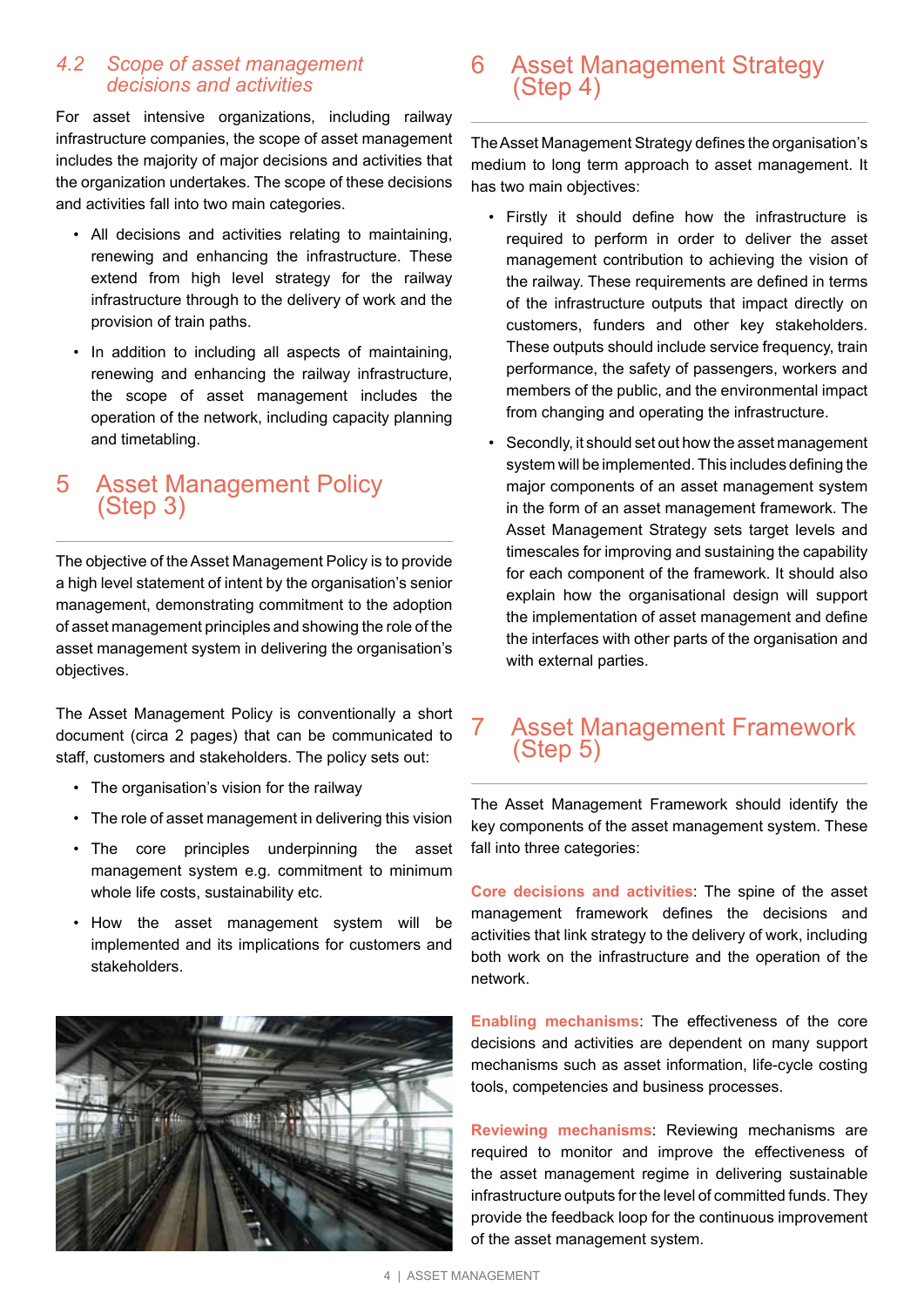### *4.2 Scope of asset management decisions and activities*

For asset intensive organizations, including railway infrastructure companies, the scope of asset management includes the majority of major decisions and activities that the organization undertakes. The scope of these decisions and activities fall into two main categories.

- All decisions and activities relating to maintaining, renewing and enhancing the infrastructure. These extend from high level strategy for the railway infrastructure through to the delivery of work and the provision of train paths.
- In addition to including all aspects of maintaining, renewing and enhancing the railway infrastructure, the scope of asset management includes the operation of the network, including capacity planning and timetabling.

## 5 Asset Management Policy (Step 3)

The objective of the Asset Management Policy is to provide a high level statement of intent by the organisation's senior management, demonstrating commitment to the adoption of asset management principles and showing the role of the asset management system in delivering the organisation's objectives.

The Asset Management Policy is conventionally a short document (circa 2 pages) that can be communicated to staff, customers and stakeholders. The policy sets out:

- The organisation's vision for the railway
- The role of asset management in delivering this vision
- The core principles underpinning the asset management system e.g. commitment to minimum whole life costs, sustainability etc.
- How the asset management system will be implemented and its implications for customers and stakeholders.

## 6 Asset Management Strategy (Step 4)

The Asset Management Strategy defines the organisation's medium to long term approach to asset management. It has two main objectives:

- Firstly it should define how the infrastructure is required to perform in order to deliver the asset management contribution to achieving the vision of the railway. These requirements are defined in terms of the infrastructure outputs that impact directly on customers, funders and other key stakeholders. These outputs should include service frequency, train performance, the safety of passengers, workers and members of the public, and the environmental impact from changing and operating the infrastructure.
- Secondly, it should set out how the asset management system will be implemented. This includes defining the major components of an asset management system in the form of an asset management framework. The Asset Management Strategy sets target levels and timescales for improving and sustaining the capability for each component of the framework. It should also explain how the organisational design will support the implementation of asset management and define the interfaces with other parts of the organisation and with external parties.

## 7 Asset Management Framework (Step 5)

The Asset Management Framework should identify the key components of the asset management system. These fall into three categories:

**Core decisions and activities**: The spine of the asset management framework defines the decisions and activities that link strategy to the delivery of work, including both work on the infrastructure and the operation of the network.

**Enabling mechanisms**: The effectiveness of the core decisions and activities are dependent on many support mechanisms such as asset information, life-cycle costing tools, competencies and business processes.

**Reviewing mechanisms**: Reviewing mechanisms are required to monitor and improve the effectiveness of the asset management regime in delivering sustainable infrastructure outputs for the level of committed funds. They provide the feedback loop for the continuous improvement of the asset management system.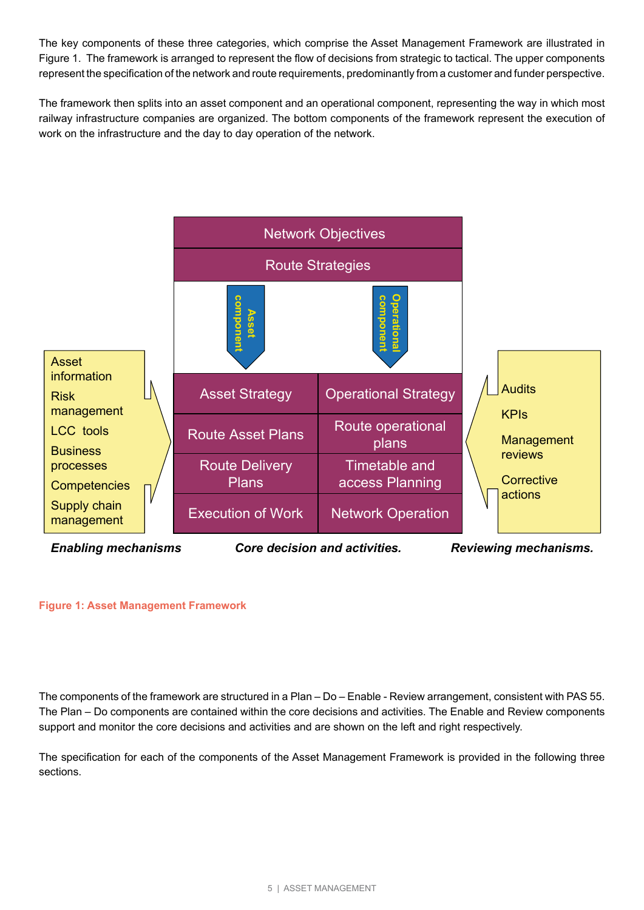The key components of these three categories, which comprise the Asset Management Framework are illustrated in Figure 1. The framework is arranged to represent the flow of decisions from strategic to tactical. The upper components represent the specification of the network and route requirements, predominantly from a customer and funder perspective.

The framework then splits into an asset component and an operational component, representing the way in which most railway infrastructure companies are organized. The bottom components of the framework represent the execution of work on the infrastructure and the day to day operation of the network.

| Enabling mechanisms | Core decision and activities. | | Reviewing mechanisms. |
|---|---|---|---|
| | Network Objectives | | |
| | Route Strategies | | |
| | Asset component | Operational component | |
| Asset information | Asset Strategy | Operational Strategy | Audits |
| Risk management | Route Asset Plans | Route operational plans | KPIs |
| LCC tools | Route Delivery Plans | Timetable and access Planning | Management reviews |
| Business processes | Execution of Work | Network Operation | Corrective actions |
| Competencies | | | |
| Supply chain management | | | |

**Figure 1: Asset Management Framework**

The components of the framework are structured in a Plan – Do – Enable - Review arrangement, consistent with PAS 55. The Plan – Do components are contained within the core decisions and activities. The Enable and Review components support and monitor the core decisions and activities and are shown on the left and right respectively.

The specification for each of the components of the Asset Management Framework is provided in the following three sections.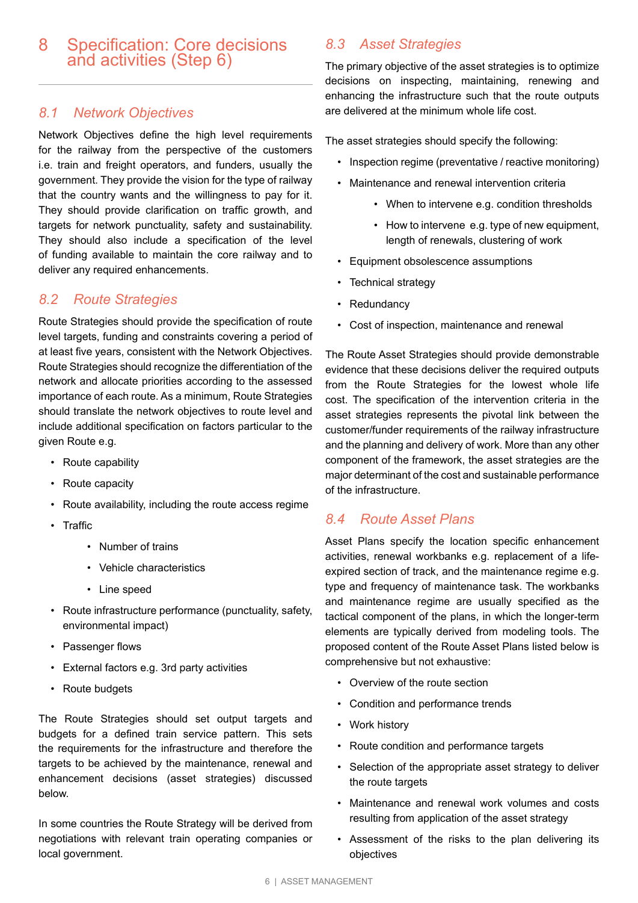# 8 Specification: Core decisions and activities (Step 6)

## 8.1 Network Objectives

Network Objectives define the high level requirements for the railway from the perspective of the customers i.e. train and freight operators, and funders, usually the government. They provide the vision for the type of railway that the country wants and the willingness to pay for it. They should provide clarification on traffic growth, and targets for network punctuality, safety and sustainability. They should also include a specification of the level of funding available to maintain the core railway and to deliver any required enhancements.

## 8.2 Route Strategies

Route Strategies should provide the specification of route level targets, funding and constraints covering a period of at least five years, consistent with the Network Objectives. Route Strategies should recognize the differentiation of the network and allocate priorities according to the assessed importance of each route. As a minimum, Route Strategies should translate the network objectives to route level and include additional specification on factors particular to the given Route e.g.

- Route capability
- Route capacity
- Route availability, including the route access regime
- Traffic
    - Number of trains
    - Vehicle characteristics
    - Line speed
- Route infrastructure performance (punctuality, safety, environmental impact)
- Passenger flows
- External factors e.g. 3rd party activities
- Route budgets

The Route Strategies should set output targets and budgets for a defined train service pattern. This sets the requirements for the infrastructure and therefore the targets to be achieved by the maintenance, renewal and enhancement decisions (asset strategies) discussed below.

In some countries the Route Strategy will be derived from negotiations with relevant train operating companies or local government.

## 8.3 Asset Strategies

The primary objective of the asset strategies is to optimize decisions on inspecting, maintaining, renewing and enhancing the infrastructure such that the route outputs are delivered at the minimum whole life cost.

The asset strategies should specify the following:

- Inspection regime (preventative / reactive monitoring)
- Maintenance and renewal intervention criteria
    - When to intervene e.g. condition thresholds
    - How to intervene e.g. type of new equipment, length of renewals, clustering of work
- Equipment obsolescence assumptions
- Technical strategy
- Redundancy
- Cost of inspection, maintenance and renewal

The Route Asset Strategies should provide demonstrable evidence that these decisions deliver the required outputs from the Route Strategies for the lowest whole life cost. The specification of the intervention criteria in the asset strategies represents the pivotal link between the customer/funder requirements of the railway infrastructure and the planning and delivery of work. More than any other component of the framework, the asset strategies are the major determinant of the cost and sustainable performance of the infrastructure.

## 8.4 Route Asset Plans

Asset Plans specify the location specific enhancement activities, renewal workbanks e.g. replacement of a life-expired section of track, and the maintenance regime e.g. type and frequency of maintenance task. The workbanks and maintenance regime are usually specified as the tactical component of the plans, in which the longer-term elements are typically derived from modeling tools. The proposed content of the Route Asset Plans listed below is comprehensive but not exhaustive:

- Overview of the route section
- Condition and performance trends
- Work history
- Route condition and performance targets
- Selection of the appropriate asset strategy to deliver the route targets
- Maintenance and renewal work volumes and costs resulting from application of the asset strategy
- Assessment of the risks to the plan delivering its objectives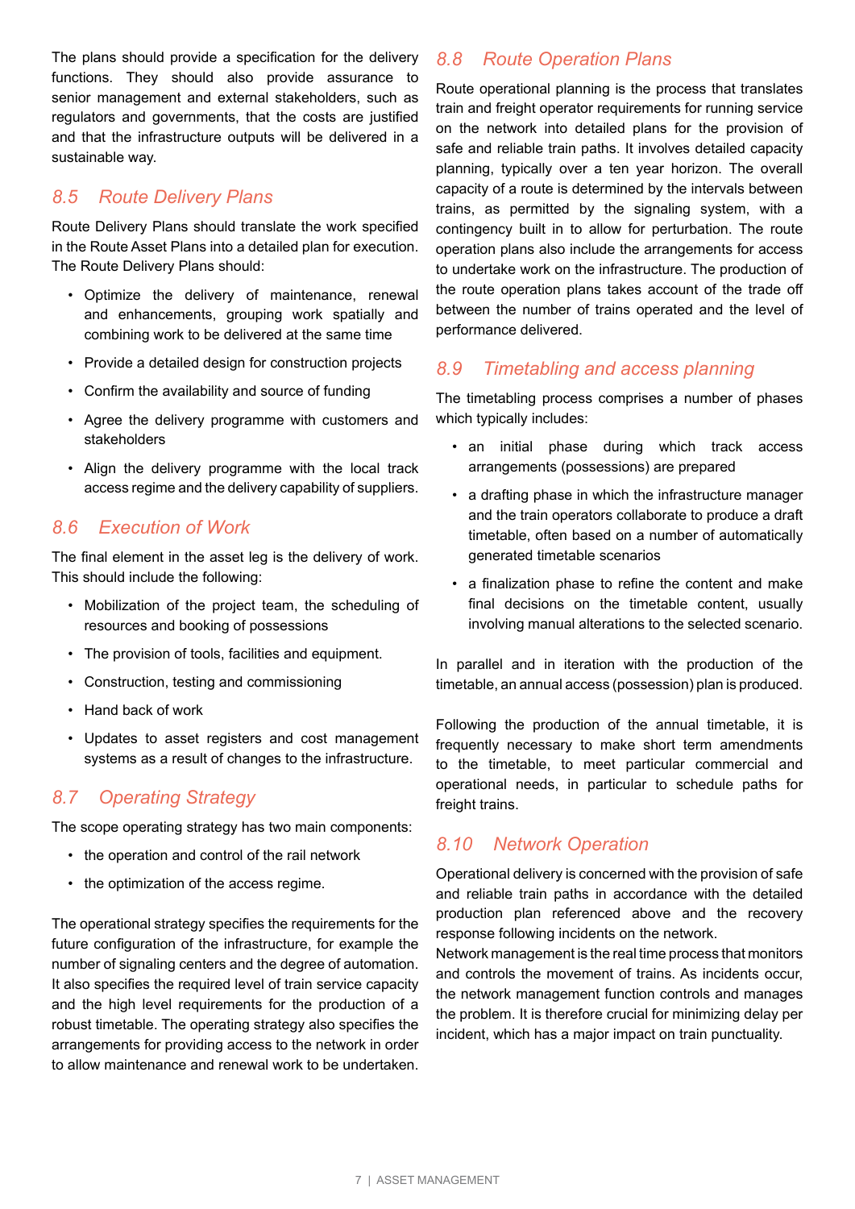The plans should provide a specification for the delivery functions. They should also provide assurance to senior management and external stakeholders, such as regulators and governments, that the costs are justified and that the infrastructure outputs will be delivered in a sustainable way.

## *8.5 Route Delivery Plans*

Route Delivery Plans should translate the work specified in the Route Asset Plans into a detailed plan for execution. The Route Delivery Plans should:

- Optimize the delivery of maintenance, renewal and enhancements, grouping work spatially and combining work to be delivered at the same time
- Provide a detailed design for construction projects
- Confirm the availability and source of funding
- Agree the delivery programme with customers and stakeholders
- Align the delivery programme with the local track access regime and the delivery capability of suppliers.

## *8.6 Execution of Work*

The final element in the asset leg is the delivery of work. This should include the following:

- Mobilization of the project team, the scheduling of resources and booking of possessions
- The provision of tools, facilities and equipment.
- Construction, testing and commissioning
- Hand back of work
- Updates to asset registers and cost management systems as a result of changes to the infrastructure.

## *8.7 Operating Strategy*

The scope operating strategy has two main components:

- the operation and control of the rail network
- the optimization of the access regime.

The operational strategy specifies the requirements for the future configuration of the infrastructure, for example the number of signaling centers and the degree of automation. It also specifies the required level of train service capacity and the high level requirements for the production of a robust timetable. The operating strategy also specifies the arrangements for providing access to the network in order to allow maintenance and renewal work to be undertaken.

## *8.8 Route Operation Plans*

Route operational planning is the process that translates train and freight operator requirements for running service on the network into detailed plans for the provision of safe and reliable train paths. It involves detailed capacity planning, typically over a ten year horizon. The overall capacity of a route is determined by the intervals between trains, as permitted by the signaling system, with a contingency built in to allow for perturbation. The route operation plans also include the arrangements for access to undertake work on the infrastructure. The production of the route operation plans takes account of the trade off between the number of trains operated and the level of performance delivered.

## *8.9 Timetabling and access planning*

The timetabling process comprises a number of phases which typically includes:

- an initial phase during which track access arrangements (possessions) are prepared
- a drafting phase in which the infrastructure manager and the train operators collaborate to produce a draft timetable, often based on a number of automatically generated timetable scenarios
- a finalization phase to refine the content and make final decisions on the timetable content, usually involving manual alterations to the selected scenario.

In parallel and in iteration with the production of the timetable, an annual access (possession) plan is produced.

Following the production of the annual timetable, it is frequently necessary to make short term amendments to the timetable, to meet particular commercial and operational needs, in particular to schedule paths for freight trains.

## *8.10 Network Operation*

Operational delivery is concerned with the provision of safe and reliable train paths in accordance with the detailed production plan referenced above and the recovery response following incidents on the network.
Network management is the real time process that monitors and controls the movement of trains. As incidents occur, the network management function controls and manages the problem. It is therefore crucial for minimizing delay per incident, which has a major impact on train punctuality.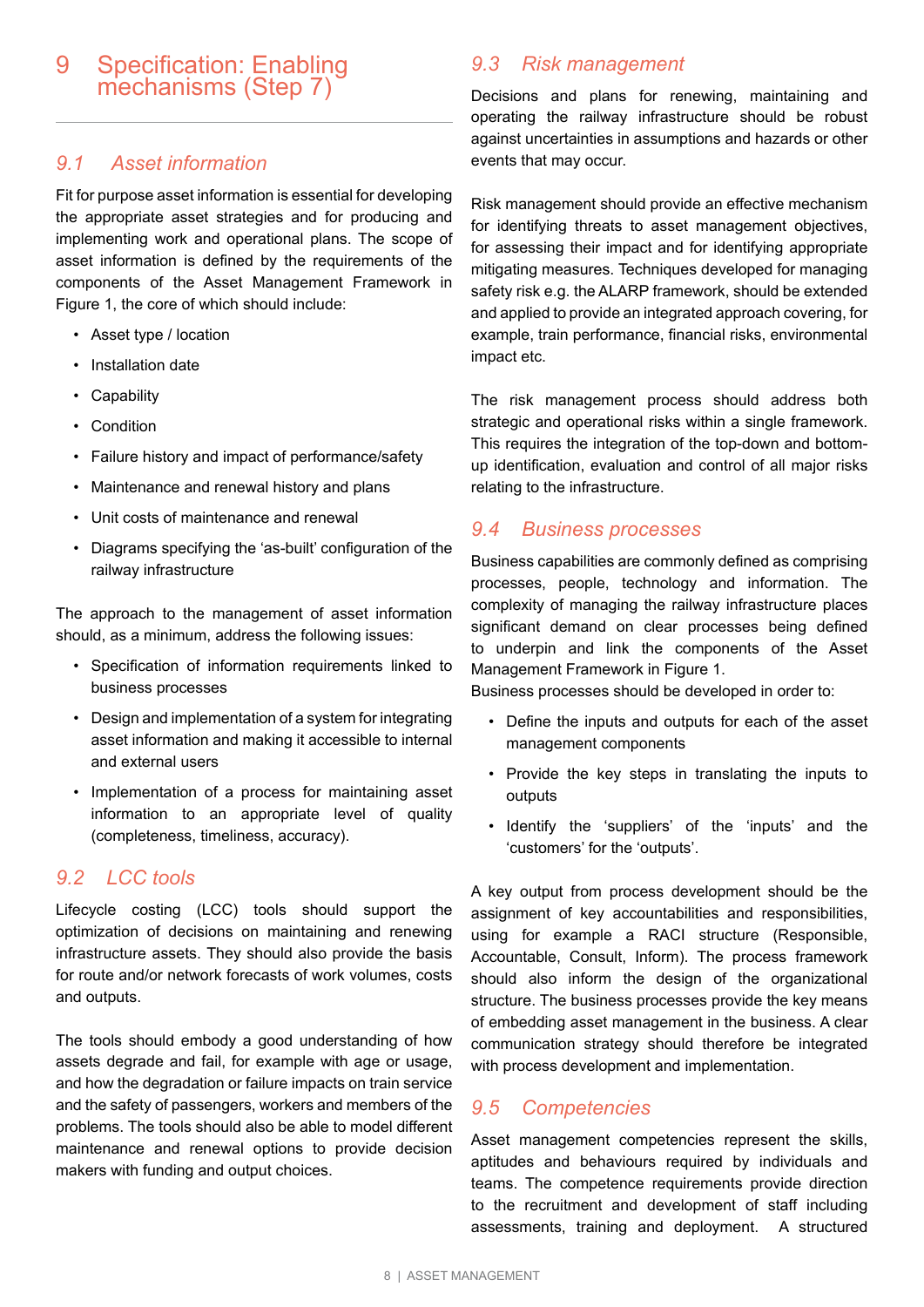# 9 Specification: Enabling mechanisms (Step 7)

## 9.1 Asset information

Fit for purpose asset information is essential for developing the appropriate asset strategies and for producing and implementing work and operational plans. The scope of asset information is defined by the requirements of the components of the Asset Management Framework in Figure 1, the core of which should include:

- Asset type / location
- Installation date
- Capability
- Condition
- Failure history and impact of performance/safety
- Maintenance and renewal history and plans
- Unit costs of maintenance and renewal
- Diagrams specifying the 'as-built' configuration of the railway infrastructure

The approach to the management of asset information should, as a minimum, address the following issues:

- Specification of information requirements linked to business processes
- Design and implementation of a system for integrating asset information and making it accessible to internal and external users
- Implementation of a process for maintaining asset information to an appropriate level of quality (completeness, timeliness, accuracy).

## 9.2 LCC tools

Lifecycle costing (LCC) tools should support the optimization of decisions on maintaining and renewing infrastructure assets. They should also provide the basis for route and/or network forecasts of work volumes, costs and outputs.

The tools should embody a good understanding of how assets degrade and fail, for example with age or usage, and how the degradation or failure impacts on train service and the safety of passengers, workers and members of the problems. The tools should also be able to model different maintenance and renewal options to provide decision makers with funding and output choices.

## 9.3 Risk management

Decisions and plans for renewing, maintaining and operating the railway infrastructure should be robust against uncertainties in assumptions and hazards or other events that may occur.

Risk management should provide an effective mechanism for identifying threats to asset management objectives, for assessing their impact and for identifying appropriate mitigating measures. Techniques developed for managing safety risk e.g. the ALARP framework, should be extended and applied to provide an integrated approach covering, for example, train performance, financial risks, environmental impact etc.

The risk management process should address both strategic and operational risks within a single framework. This requires the integration of the top-down and bottom-up identification, evaluation and control of all major risks relating to the infrastructure.

## 9.4 Business processes

Business capabilities are commonly defined as comprising processes, people, technology and information. The complexity of managing the railway infrastructure places significant demand on clear processes being defined to underpin and link the components of the Asset Management Framework in Figure 1.
Business processes should be developed in order to:

- Define the inputs and outputs for each of the asset management components
- Provide the key steps in translating the inputs to outputs
- Identify the 'suppliers' of the 'inputs' and the 'customers' for the 'outputs'.

A key output from process development should be the assignment of key accountabilities and responsibilities, using for example a RACI structure (Responsible, Accountable, Consult, Inform). The process framework should also inform the design of the organizational structure. The business processes provide the key means of embedding asset management in the business. A clear communication strategy should therefore be integrated with process development and implementation.

## 9.5 Competencies

Asset management competencies represent the skills, aptitudes and behaviours required by individuals and teams. The competence requirements provide direction to the recruitment and development of staff including assessments, training and deployment. A structured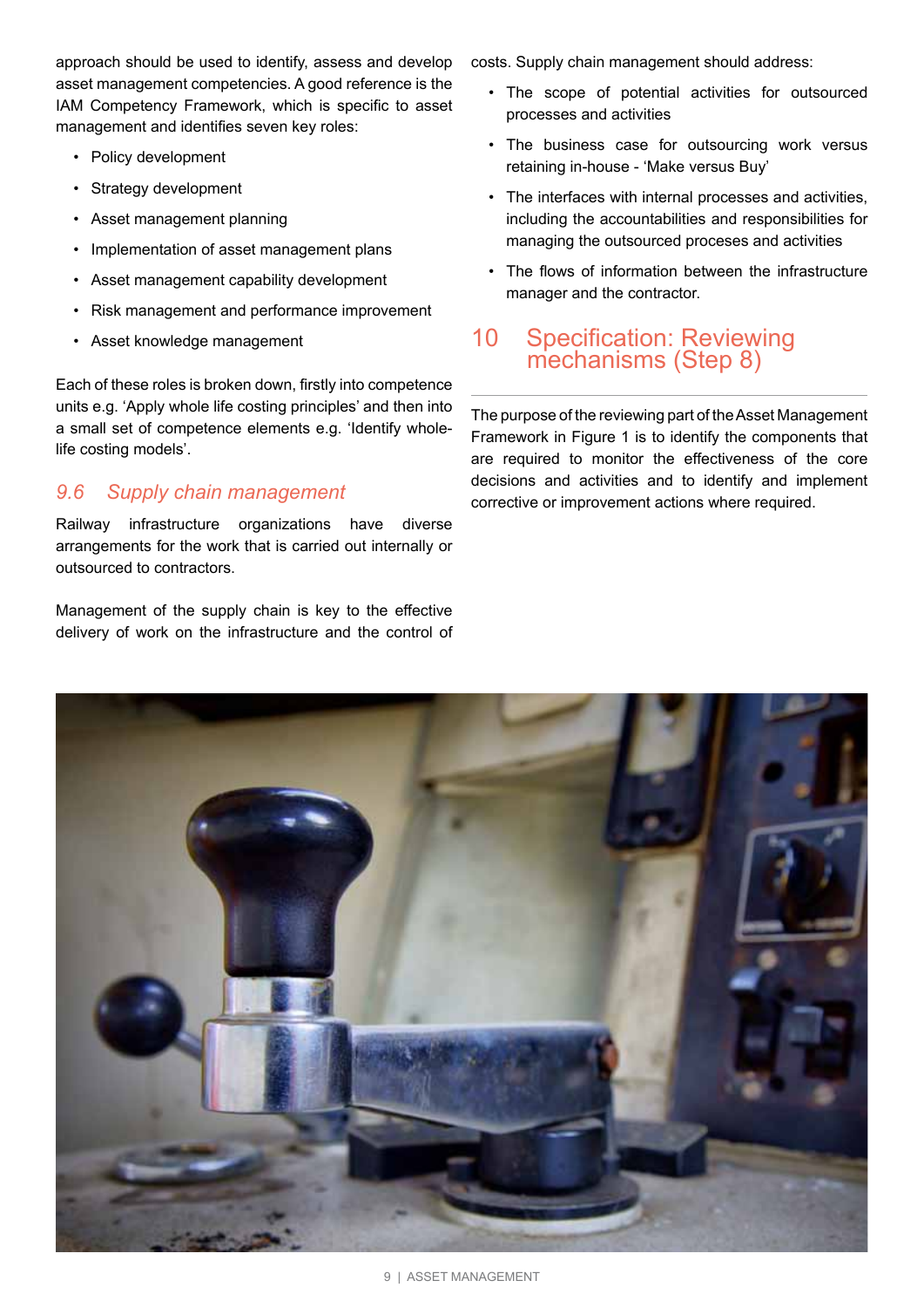approach should be used to identify, assess and develop asset management competencies. A good reference is the IAM Competency Framework, which is specific to asset management and identifies seven key roles:

- Policy development
- Strategy development
- Asset management planning
- Implementation of asset management plans
- Asset management capability development
- Risk management and performance improvement
- Asset knowledge management

Each of these roles is broken down, firstly into competence units e.g. 'Apply whole life costing principles' and then into a small set of competence elements e.g. 'Identify whole-life costing models'.

### *9.6 Supply chain management*

Railway infrastructure organizations have diverse arrangements for the work that is carried out internally or outsourced to contractors.

Management of the supply chain is key to the effective delivery of work on the infrastructure and the control of costs. Supply chain management should address:

- The scope of potential activities for outsourced processes and activities
- The business case for outsourcing work versus retaining in-house - 'Make versus Buy'
- The interfaces with internal processes and activities, including the accountabilities and responsibilities for managing the outsourced proceses and activities
- The flows of information between the infrastructure manager and the contractor.

## 10 Specification: Reviewing mechanisms (Step 8)

The purpose of the reviewing part of the Asset Management Framework in Figure 1 is to identify the components that are required to monitor the effectiveness of the core decisions and activities and to identify and implement corrective or improvement actions where required.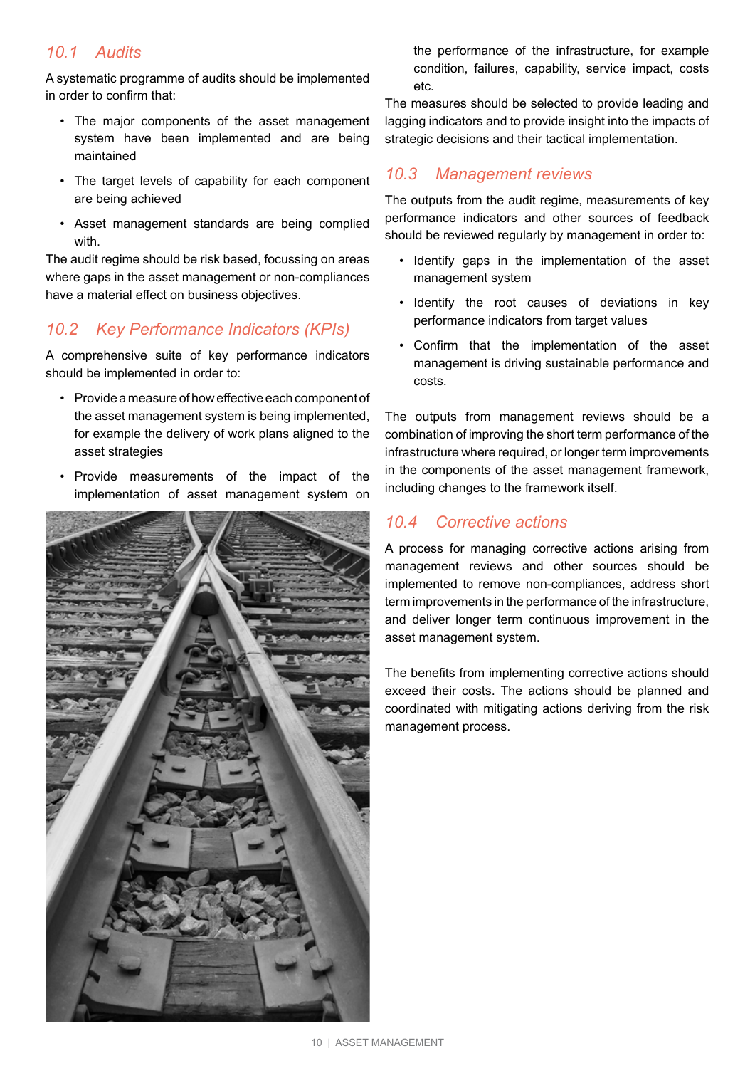## 10.1 Audits

A systematic programme of audits should be implemented in order to confirm that:

- The major components of the asset management system have been implemented and are being maintained
- The target levels of capability for each component are being achieved
- Asset management standards are being complied with.

The audit regime should be risk based, focussing on areas where gaps in the asset management or non-compliances have a material effect on business objectives.

## 10.2 Key Performance Indicators (KPIs)

A comprehensive suite of key performance indicators should be implemented in order to:

- Provide a measure of how effective each component of the asset management system is being implemented, for example the delivery of work plans aligned to the asset strategies
- Provide measurements of the impact of the implementation of asset management system on the performance of the infrastructure, for example condition, failures, capability, service impact, costs etc.

The measures should be selected to provide leading and lagging indicators and to provide insight into the impacts of strategic decisions and their tactical implementation.

## 10.3 Management reviews

The outputs from the audit regime, measurements of key performance indicators and other sources of feedback should be reviewed regularly by management in order to:

- Identify gaps in the implementation of the asset management system
- Identify the root causes of deviations in key performance indicators from target values
- Confirm that the implementation of the asset management is driving sustainable performance and costs.

The outputs from management reviews should be a combination of improving the short term performance of the infrastructure where required, or longer term improvements in the components of the asset management framework, including changes to the framework itself.

## 10.4 Corrective actions

A process for managing corrective actions arising from management reviews and other sources should be implemented to remove non-compliances, address short term improvements in the performance of the infrastructure, and deliver longer term continuous improvement in the asset management system.

The benefits from implementing corrective actions should exceed their costs. The actions should be planned and coordinated with mitigating actions deriving from the risk management process.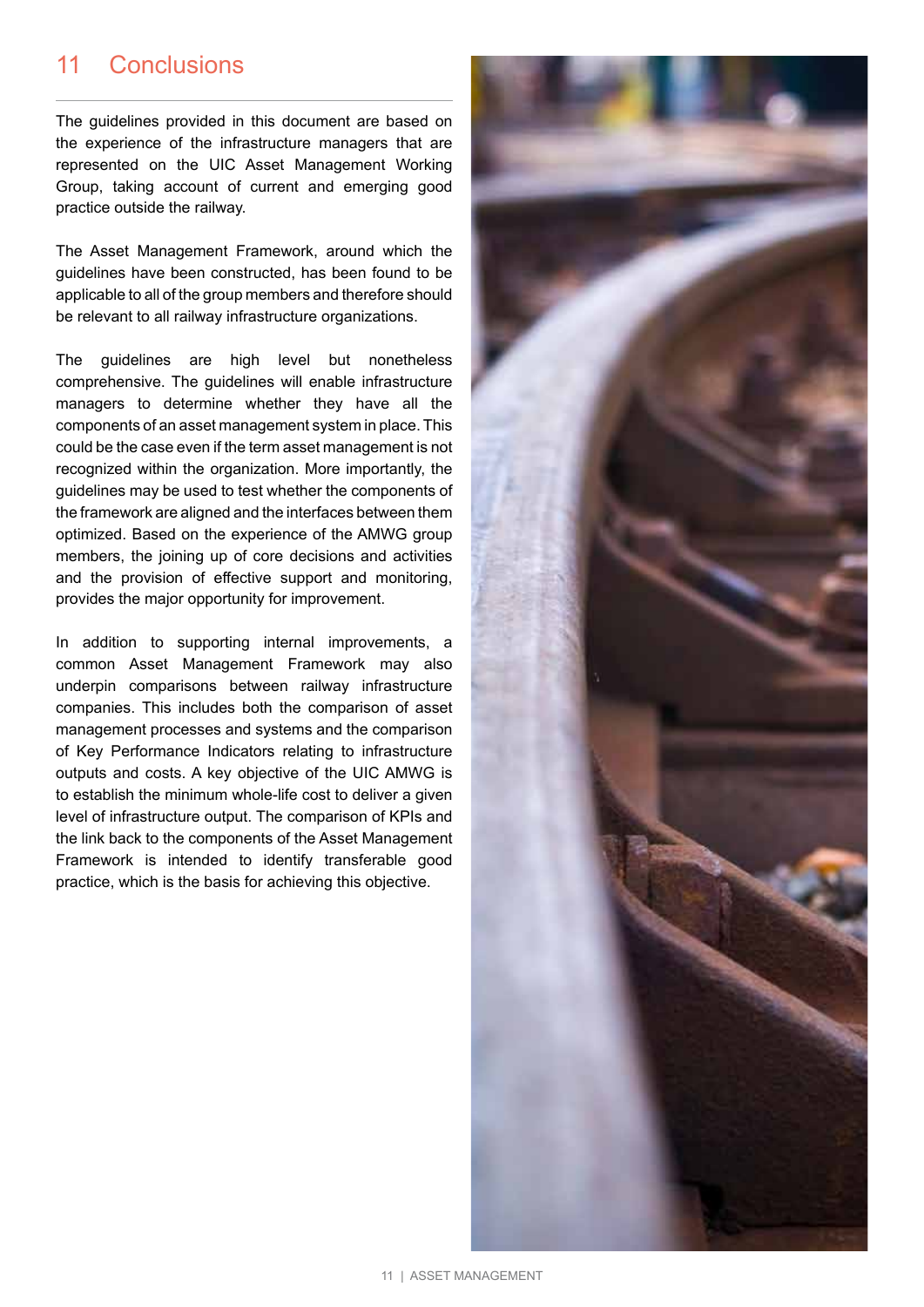# 11 Conclusions

The guidelines provided in this document are based on the experience of the infrastructure managers that are represented on the UIC Asset Management Working Group, taking account of current and emerging good practice outside the railway.

The Asset Management Framework, around which the guidelines have been constructed, has been found to be applicable to all of the group members and therefore should be relevant to all railway infrastructure organizations.

The guidelines are high level but nonetheless comprehensive. The guidelines will enable infrastructure managers to determine whether they have all the components of an asset management system in place. This could be the case even if the term asset management is not recognized within the organization. More importantly, the guidelines may be used to test whether the components of the framework are aligned and the interfaces between them optimized. Based on the experience of the AMWG group members, the joining up of core decisions and activities and the provision of effective support and monitoring, provides the major opportunity for improvement.

In addition to supporting internal improvements, a common Asset Management Framework may also underpin comparisons between railway infrastructure companies. This includes both the comparison of asset management processes and systems and the comparison of Key Performance Indicators relating to infrastructure outputs and costs. A key objective of the UIC AMWG is to establish the minimum whole-life cost to deliver a given level of infrastructure output. The comparison of KPIs and the link back to the components of the Asset Management Framework is intended to identify transferable good practice, which is the basis for achieving this objective.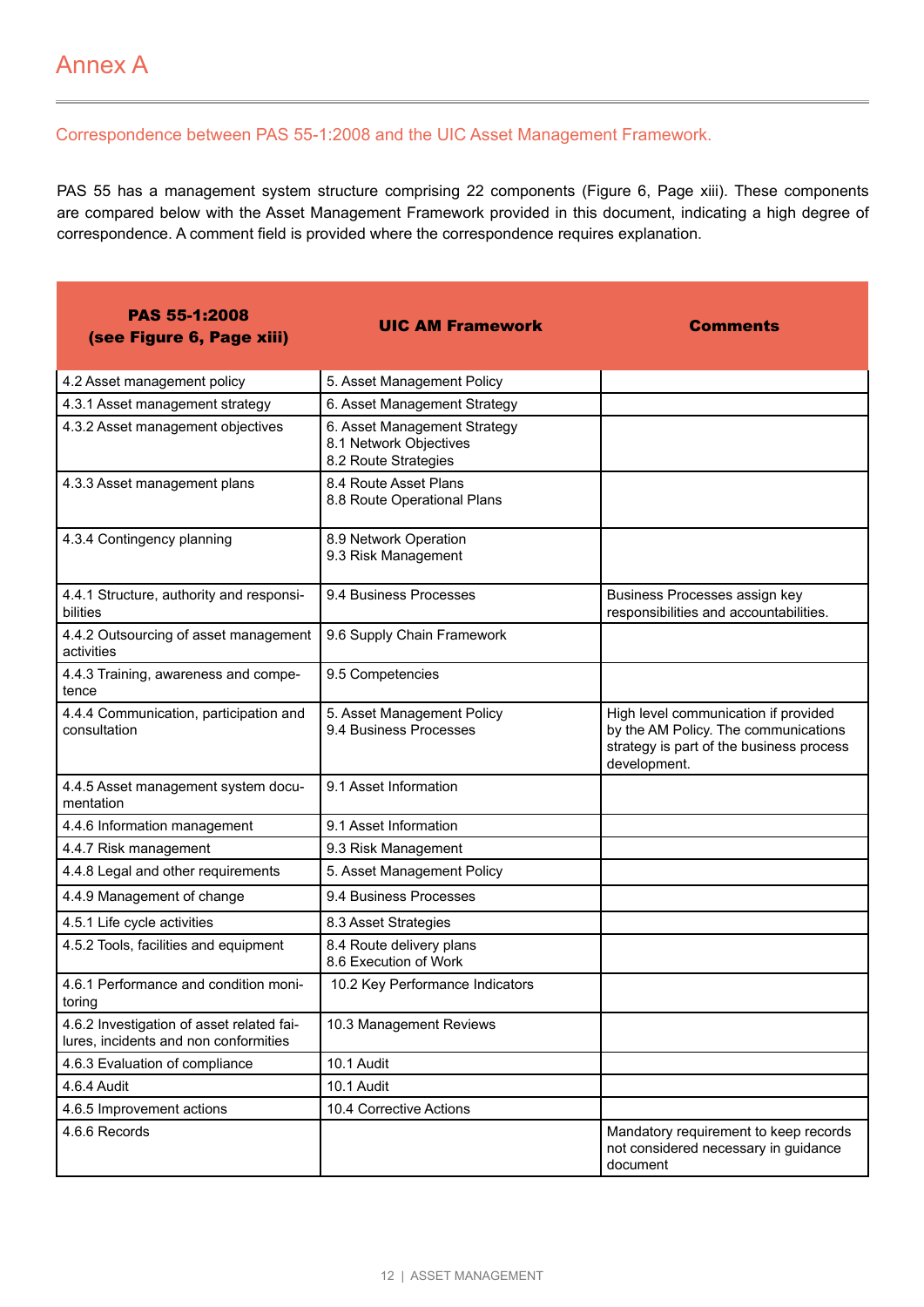# Annex A

## Correspondence between PAS 55-1:2008 and the UIC Asset Management Framework.

PAS 55 has a management system structure comprising 22 components (Figure 6, Page xiii). These components are compared below with the Asset Management Framework provided in this document, indicating a high degree of correspondence. A comment field is provided where the correspondence requires explanation.

| PAS 55-1:2008 (see Figure 6, Page xiii) | UIC AM Framework | Comments |
|---|---|---|
| 4.2 Asset management policy | 5. Asset Management Policy | |
| 4.3.1 Asset management strategy | 6. Asset Management Strategy | |
| 4.3.2 Asset management objectives | 6. Asset Management Strategy<br>8.1 Network Objectives<br>8.2 Route Strategies | |
| 4.3.3 Asset management plans | 8.4 Route Asset Plans<br>8.8 Route Operational Plans | |
| 4.3.4 Contingency planning | 8.9 Network Operation<br>9.3 Risk Management | |
| 4.4.1 Structure, authority and responsibilities | 9.4 Business Processes | Business Processes assign key responsibilities and accountabilities. |
| 4.4.2 Outsourcing of asset management activities | 9.6 Supply Chain Framework | |
| 4.4.3 Training, awareness and competence | 9.5 Competencies | |
| 4.4.4 Communication, participation and consultation | 5. Asset Management Policy<br>9.4 Business Processes | High level communication if provided by the AM Policy. The communications strategy is part of the business process development. |
| 4.4.5 Asset management system documentation | 9.1 Asset Information | |
| 4.4.6 Information management | 9.1 Asset Information | |
| 4.4.7 Risk management | 9.3 Risk Management | |
| 4.4.8 Legal and other requirements | 5. Asset Management Policy | |
| 4.4.9 Management of change | 9.4 Business Processes | |
| 4.5.1 Life cycle activities | 8.3 Asset Strategies | |
| 4.5.2 Tools, facilities and equipment | 8.4 Route delivery plans<br>8.6 Execution of Work | |
| 4.6.1 Performance and condition monitoring | 10.2 Key Performance Indicators | |
| 4.6.2 Investigation of asset related failures, incidents and non conformities | 10.3 Management Reviews | |
| 4.6.3 Evaluation of compliance | 10.1 Audit | |
| 4.6.4 Audit | 10.1 Audit | |
| 4.6.5 Improvement actions | 10.4 Corrective Actions | |
| 4.6.6 Records | | Mandatory requirement to keep records not considered necessary in guidance document |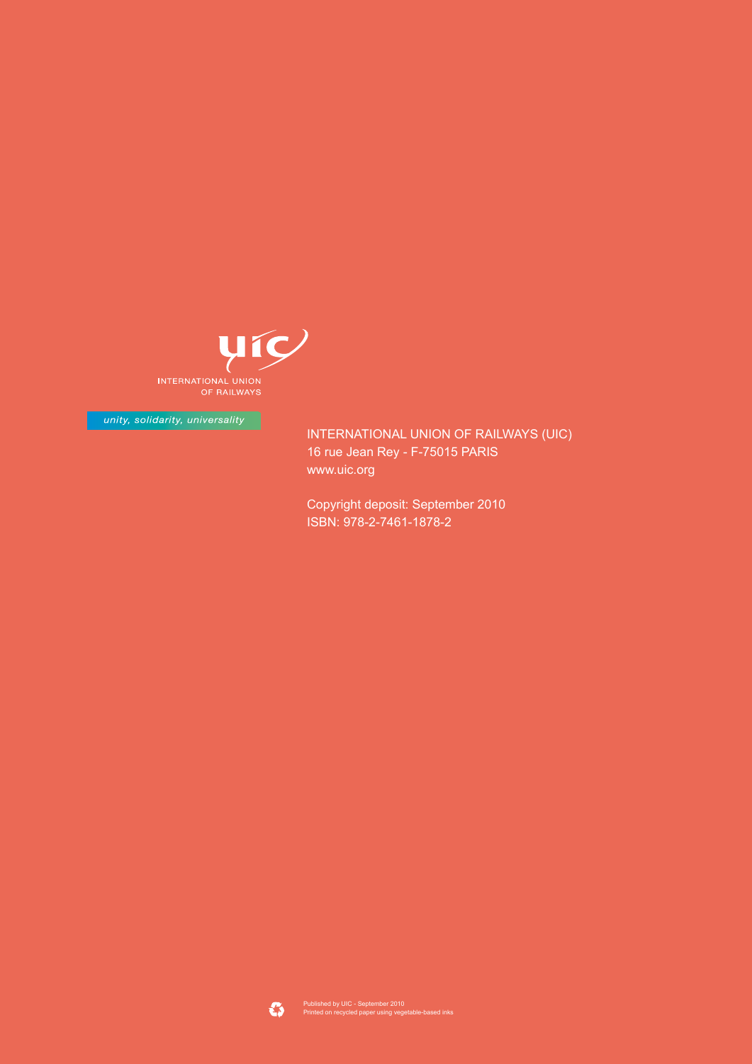INTERNATIONAL UNION OF RAILWAYS

*unity, solidarity, universality*

INTERNATIONAL UNION OF RAILWAYS (UIC)
16 rue Jean Rey - F-75015 PARIS
www.uic.org

Copyright deposit: September 2010
ISBN: 978-2-7461-1878-2

Published by UIC - September 2010
Printed on recycled paper using vegetable-based inks